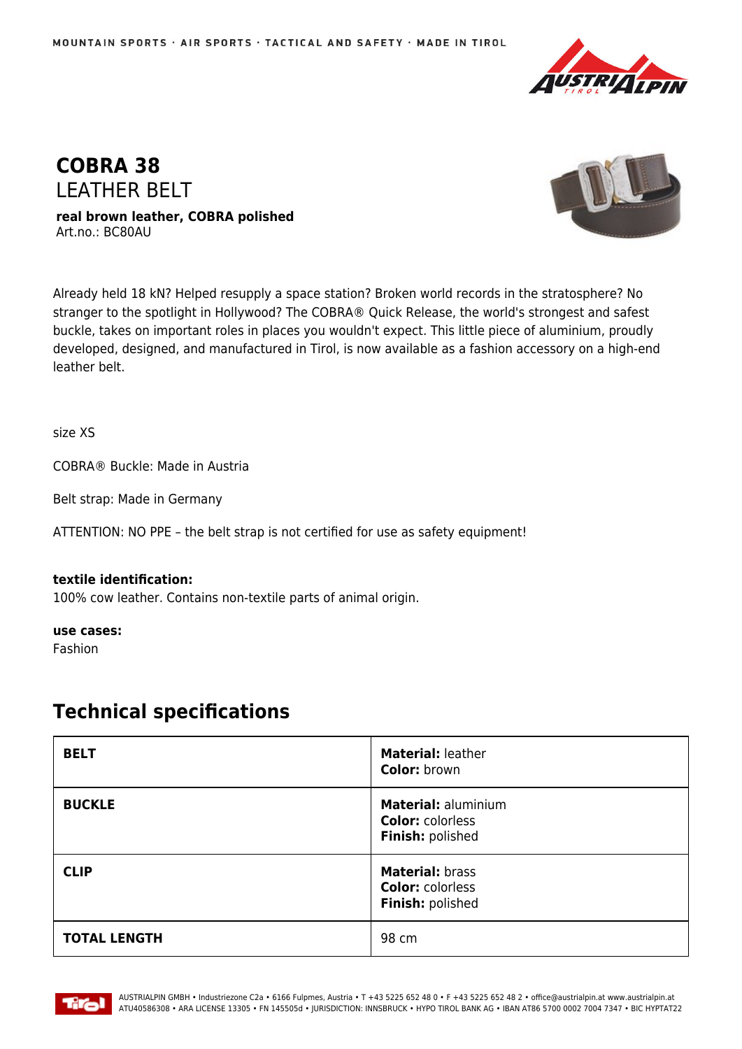MOUNTAIN SPORTS · AIR SPORTS · TACTICAL AND SAFETY · MADE IN TIROL

# COBRA 38
## LEATHER BELT

**real brown leather, COBRA polished**
Art.no.: BC80AU

Already held 18 kN? Helped resupply a space station? Broken world records in the stratosphere? No stranger to the spotlight in Hollywood? The COBRA® Quick Release, the world's strongest and safest buckle, takes on important roles in places you wouldn't expect. This little piece of aluminium, proudly developed, designed, and manufactured in Tirol, is now available as a fashion accessory on a high-end leather belt.

size XS

COBRA® Buckle: Made in Austria

Belt strap: Made in Germany

ATTENTION: NO PPE – the belt strap is not certified for use as safety equipment!

**textile identification:**
100% cow leather. Contains non-textile parts of animal origin.

**use cases:**
Fashion

## Technical specifications

| | |
|---|---|
| **BELT** | **Material:** leather<br>**Color:** brown |
| **BUCKLE** | **Material:** aluminium<br>**Color:** colorless<br>**Finish:** polished |
| **CLIP** | **Material:** brass<br>**Color:** colorless<br>**Finish:** polished |
| **TOTAL LENGTH** | 98 cm |

AUSTRIALPIN GMBH • Industriezone C2a • 6166 Fulpmes, Austria • T +43 5225 652 48 0 • F +43 5225 652 48 2 • office@austrialpin.at www.austrialpin.at
ATU40586308 • ARA LICENSE 13305 • FN 145505d • JURISDICTION: INNSBRUCK • HYPO TIROL BANK AG • IBAN AT86 5700 0002 7004 7347 • BIC HYPTAT22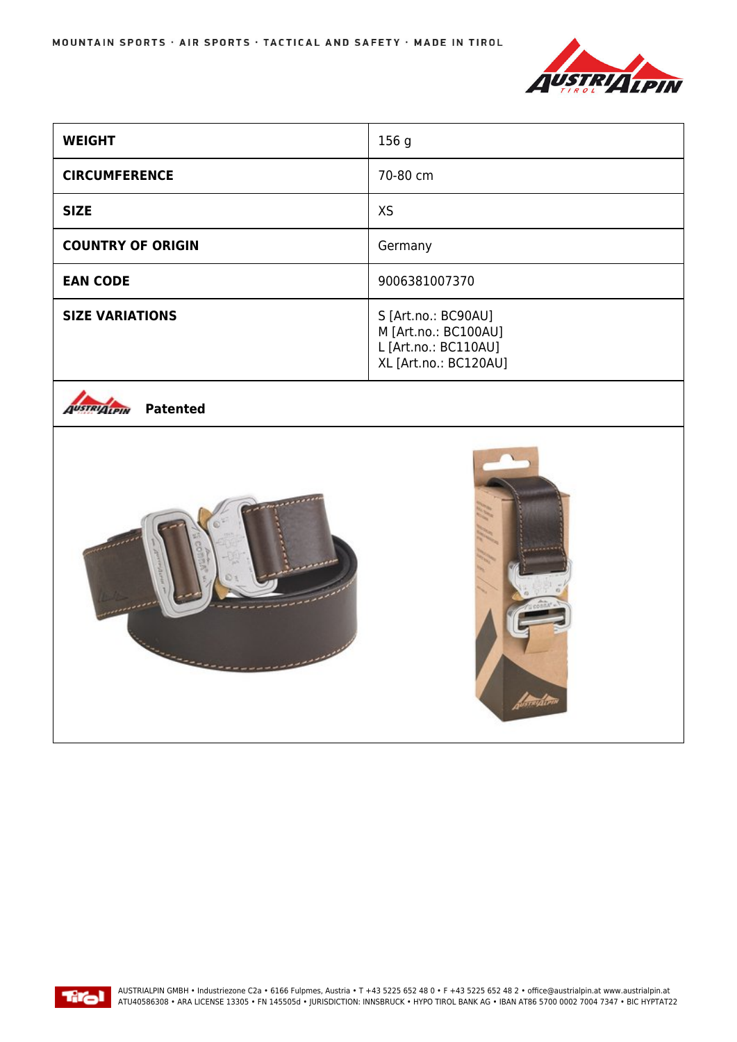| | |
|---|---|
| **WEIGHT** | 156 g |
| **CIRCUMFERENCE** | 70-80 cm |
| **SIZE** | XS |
| **COUNTRY OF ORIGIN** | Germany |
| **EAN CODE** | 9006381007370 |
| **SIZE VARIATIONS** | S [Art.no.: BC90AU]<br>M [Art.no.: BC100AU]<br>L [Art.no.: BC110AU]<br>XL [Art.no.: BC120AU] |

**Patented**